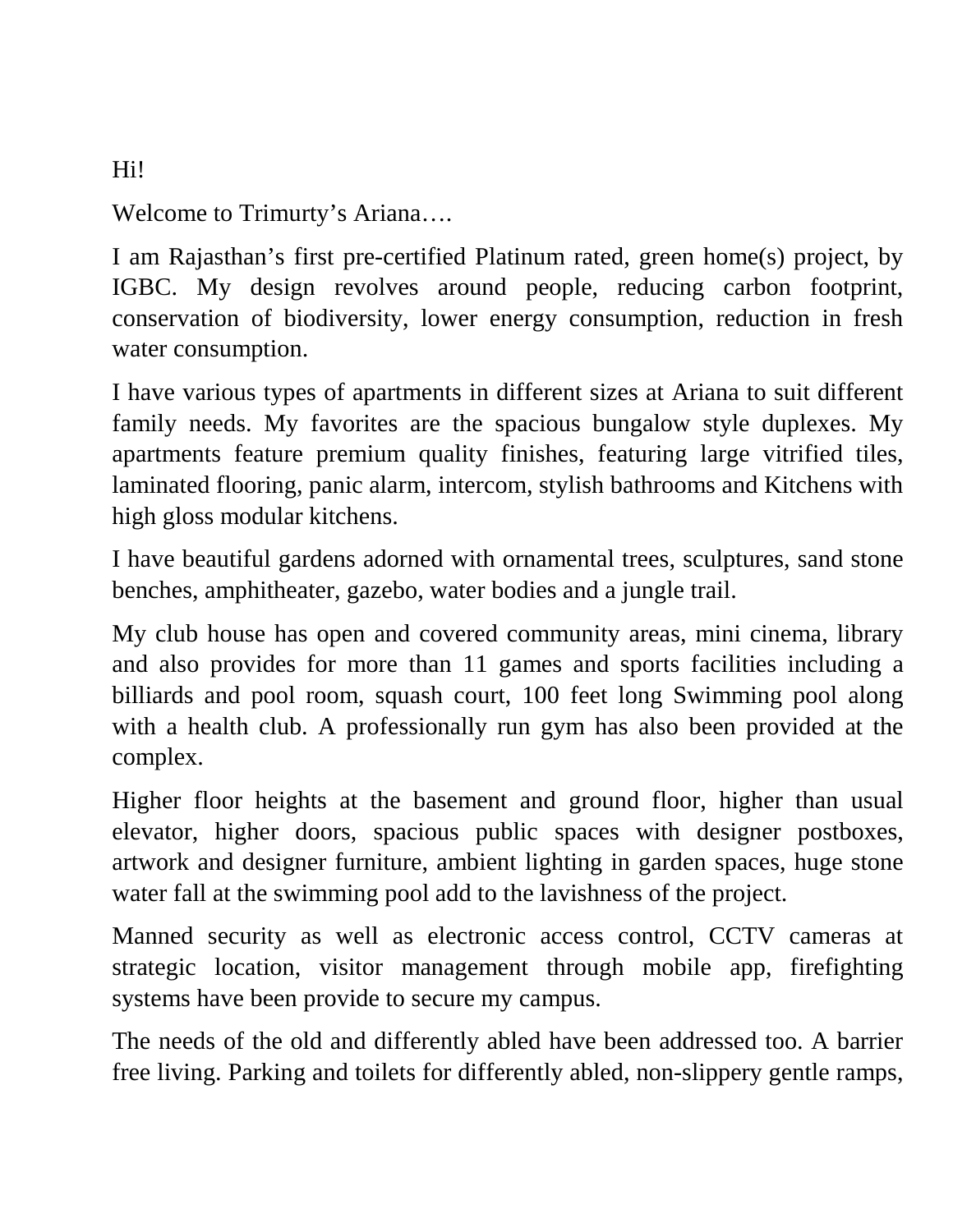Hi!

Welcome to Trimurty’s Ariana….

I am Rajasthan’s first pre-certified Platinum rated, green home(s) project, by IGBC. My design revolves around people, reducing carbon footprint, conservation of biodiversity, lower energy consumption, reduction in fresh water consumption.

I have various types of apartments in different sizes at Ariana to suit different family needs. My favorites are the spacious bungalow style duplexes. My apartments feature premium quality finishes, featuring large vitrified tiles, laminated flooring, panic alarm, intercom, stylish bathrooms and Kitchens with high gloss modular kitchens.

I have beautiful gardens adorned with ornamental trees, sculptures, sand stone benches, amphitheater, gazebo, water bodies and a jungle trail.

My club house has open and covered community areas, mini cinema, library and also provides for more than 11 games and sports facilities including a billiards and pool room, squash court, 100 feet long Swimming pool along with a health club. A professionally run gym has also been provided at the complex.

Higher floor heights at the basement and ground floor, higher than usual elevator, higher doors, spacious public spaces with designer postboxes, artwork and designer furniture, ambient lighting in garden spaces, huge stone water fall at the swimming pool add to the lavishness of the project.

Manned security as well as electronic access control, CCTV cameras at strategic location, visitor management through mobile app, firefighting systems have been provide to secure my campus.

The needs of the old and differently abled have been addressed too. A barrier free living. Parking and toilets for differently abled, non-slippery gentle ramps,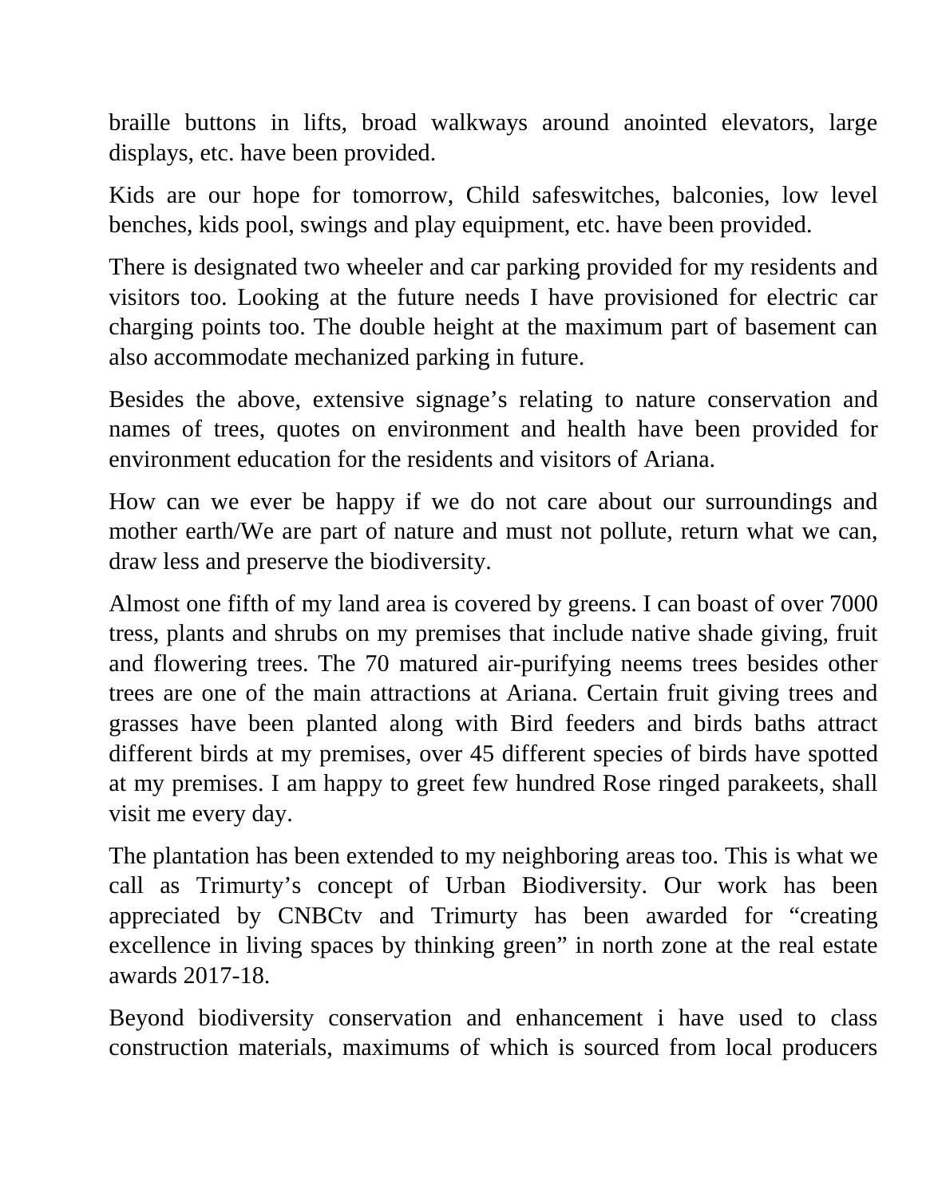braille buttons in lifts, broad walkways around anointed elevators, large displays, etc. have been provided.

Kids are our hope for tomorrow, Child safeswitches, balconies, low level benches, kids pool, swings and play equipment, etc. have been provided.

There is designated two wheeler and car parking provided for my residents and visitors too. Looking at the future needs I have provisioned for electric car charging points too. The double height at the maximum part of basement can also accommodate mechanized parking in future.

Besides the above, extensive signage's relating to nature conservation and names of trees, quotes on environment and health have been provided for environment education for the residents and visitors of Ariana.

How can we ever be happy if we do not care about our surroundings and mother earth/We are part of nature and must not pollute, return what we can, draw less and preserve the biodiversity.

Almost one fifth of my land area is covered by greens. I can boast of over 7000 tress, plants and shrubs on my premises that include native shade giving, fruit and flowering trees. The 70 matured air-purifying neems trees besides other trees are one of the main attractions at Ariana. Certain fruit giving trees and grasses have been planted along with Bird feeders and birds baths attract different birds at my premises, over 45 different species of birds have spotted at my premises. I am happy to greet few hundred Rose ringed parakeets, shall visit me every day.

The plantation has been extended to my neighboring areas too. This is what we call as Trimurty's concept of Urban Biodiversity. Our work has been appreciated by CNBCtv and Trimurty has been awarded for "creating excellence in living spaces by thinking green" in north zone at the real estate awards 2017-18.

Beyond biodiversity conservation and enhancement i have used to class construction materials, maximums of which is sourced from local producers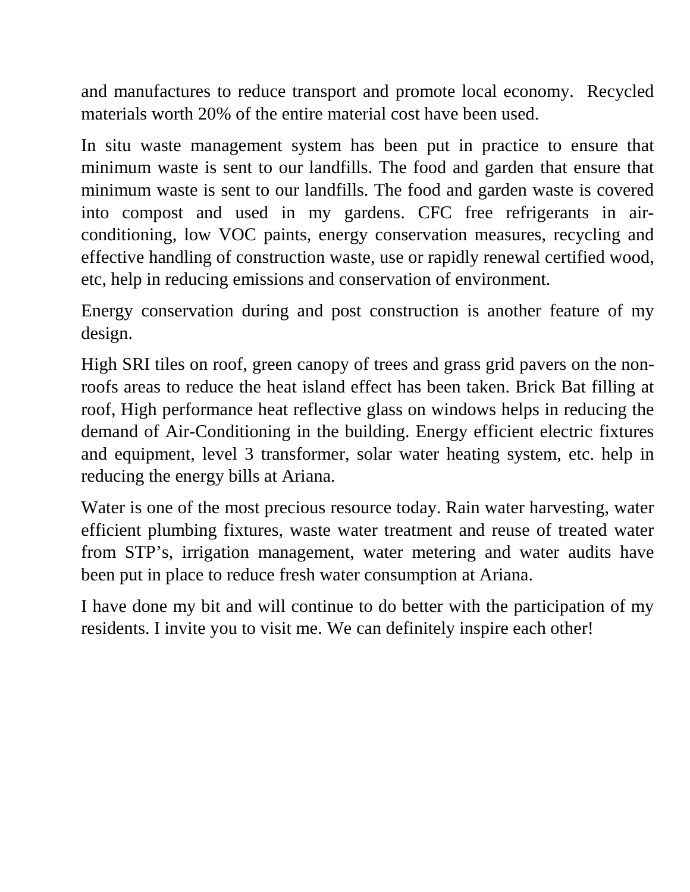and manufactures to reduce transport and promote local economy. Recycled materials worth 20% of the entire material cost have been used.

In situ waste management system has been put in practice to ensure that minimum waste is sent to our landfills. The food and garden that ensure that minimum waste is sent to our landfills. The food and garden waste is covered into compost and used in my gardens. CFC free refrigerants in air-conditioning, low VOC paints, energy conservation measures, recycling and effective handling of construction waste, use or rapidly renewal certified wood, etc, help in reducing emissions and conservation of environment.

Energy conservation during and post construction is another feature of my design.

High SRI tiles on roof, green canopy of trees and grass grid pavers on the non-roofs areas to reduce the heat island effect has been taken. Brick Bat filling at roof, High performance heat reflective glass on windows helps in reducing the demand of Air-Conditioning in the building. Energy efficient electric fixtures and equipment, level 3 transformer, solar water heating system, etc. help in reducing the energy bills at Ariana.

Water is one of the most precious resource today. Rain water harvesting, water efficient plumbing fixtures, waste water treatment and reuse of treated water from STP's, irrigation management, water metering and water audits have been put in place to reduce fresh water consumption at Ariana.

I have done my bit and will continue to do better with the participation of my residents. I invite you to visit me. We can definitely inspire each other!